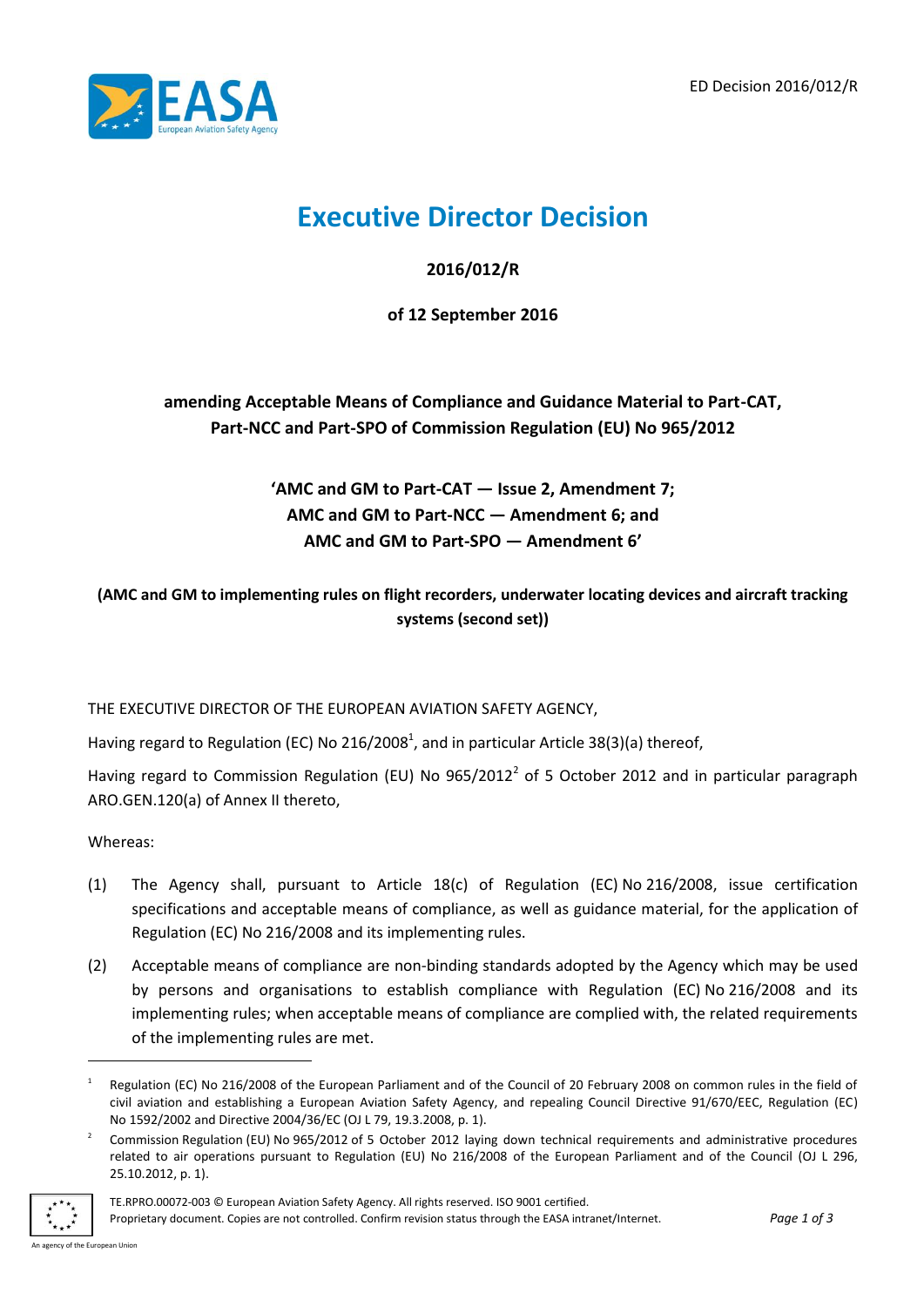ED Decision 2016/012/R

# Executive Director Decision

**2016/012/R**

**of 12 September 2016**

**amending Acceptable Means of Compliance and Guidance Material to Part-CAT, Part-NCC and Part-SPO of Commission Regulation (EU) No 965/2012**

**'AMC and GM to Part-CAT — Issue 2, Amendment 7;**
**AMC and GM to Part-NCC — Amendment 6; and**
**AMC and GM to Part-SPO — Amendment 6'**

**(AMC and GM to implementing rules on flight recorders, underwater locating devices and aircraft tracking systems (second set))**

THE EXECUTIVE DIRECTOR OF THE EUROPEAN AVIATION SAFETY AGENCY,

Having regard to Regulation (EC) No 216/2008[1], and in particular Article 38(3)(a) thereof,

Having regard to Commission Regulation (EU) No 965/2012[2] of 5 October 2012 and in particular paragraph ARO.GEN.120(a) of Annex II thereto,

Whereas:

(1) The Agency shall, pursuant to Article 18(c) of Regulation (EC) No 216/2008, issue certification specifications and acceptable means of compliance, as well as guidance material, for the application of Regulation (EC) No 216/2008 and its implementing rules.

(2) Acceptable means of compliance are non-binding standards adopted by the Agency which may be used by persons and organisations to establish compliance with Regulation (EC) No 216/2008 and its implementing rules; when acceptable means of compliance are complied with, the related requirements of the implementing rules are met.

---

[1] Regulation (EC) No 216/2008 of the European Parliament and of the Council of 20 February 2008 on common rules in the field of civil aviation and establishing a European Aviation Safety Agency, and repealing Council Directive 91/670/EEC, Regulation (EC) No 1592/2002 and Directive 2004/36/EC (OJ L 79, 19.3.2008, p. 1).

[2] Commission Regulation (EU) No 965/2012 of 5 October 2012 laying down technical requirements and administrative procedures related to air operations pursuant to Regulation (EU) No 216/2008 of the European Parliament and of the Council (OJ L 296, 25.10.2012, p. 1).

TE.RPRO.00072-003 © European Aviation Safety Agency. All rights reserved. ISO 9001 certified.
Proprietary document. Copies are not controlled. Confirm revision status through the EASA intranet/Internet.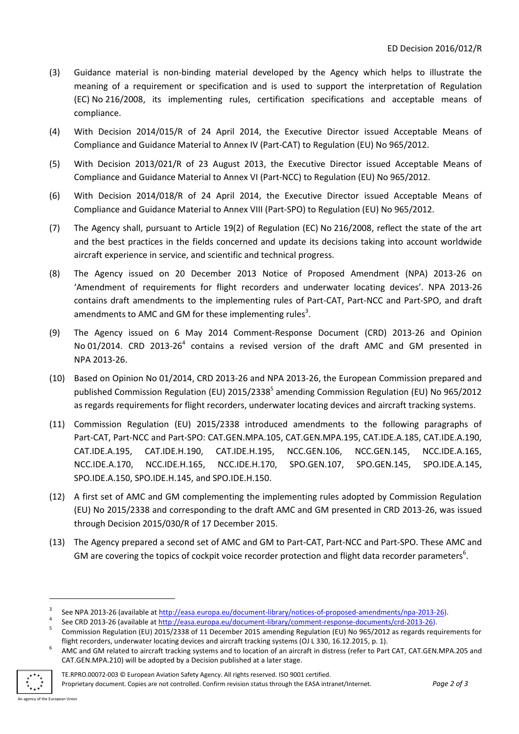(3) Guidance material is non-binding material developed by the Agency which helps to illustrate the meaning of a requirement or specification and is used to support the interpretation of Regulation (EC) No 216/2008, its implementing rules, certification specifications and acceptable means of compliance.

(4) With Decision 2014/015/R of 24 April 2014, the Executive Director issued Acceptable Means of Compliance and Guidance Material to Annex IV (Part-CAT) to Regulation (EU) No 965/2012.

(5) With Decision 2013/021/R of 23 August 2013, the Executive Director issued Acceptable Means of Compliance and Guidance Material to Annex VI (Part-NCC) to Regulation (EU) No 965/2012.

(6) With Decision 2014/018/R of 24 April 2014, the Executive Director issued Acceptable Means of Compliance and Guidance Material to Annex VIII (Part-SPO) to Regulation (EU) No 965/2012.

(7) The Agency shall, pursuant to Article 19(2) of Regulation (EC) No 216/2008, reflect the state of the art and the best practices in the fields concerned and update its decisions taking into account worldwide aircraft experience in service, and scientific and technical progress.

(8) The Agency issued on 20 December 2013 Notice of Proposed Amendment (NPA) 2013-26 on 'Amendment of requirements for flight recorders and underwater locating devices'. NPA 2013-26 contains draft amendments to the implementing rules of Part-CAT, Part-NCC and Part-SPO, and draft amendments to AMC and GM for these implementing rules[3].

(9) The Agency issued on 6 May 2014 Comment-Response Document (CRD) 2013-26 and Opinion No 01/2014. CRD 2013-26[4] contains a revised version of the draft AMC and GM presented in NPA 2013-26.

(10) Based on Opinion No 01/2014, CRD 2013-26 and NPA 2013-26, the European Commission prepared and published Commission Regulation (EU) 2015/2338[5] amending Commission Regulation (EU) No 965/2012 as regards requirements for flight recorders, underwater locating devices and aircraft tracking systems.

(11) Commission Regulation (EU) 2015/2338 introduced amendments to the following paragraphs of Part-CAT, Part-NCC and Part-SPO: CAT.GEN.MPA.105, CAT.GEN.MPA.195, CAT.IDE.A.185, CAT.IDE.A.190, CAT.IDE.A.195, CAT.IDE.H.190, CAT.IDE.H.195, NCC.GEN.106, NCC.GEN.145, NCC.IDE.A.165, NCC.IDE.A.170, NCC.IDE.H.165, NCC.IDE.H.170, SPO.GEN.107, SPO.GEN.145, SPO.IDE.A.145, SPO.IDE.A.150, SPO.IDE.H.145, and SPO.IDE.H.150.

(12) A first set of AMC and GM complementing the implementing rules adopted by Commission Regulation (EU) No 2015/2338 and corresponding to the draft AMC and GM presented in CRD 2013-26, was issued through Decision 2015/030/R of 17 December 2015.

(13) The Agency prepared a second set of AMC and GM to Part-CAT, Part-NCC and Part-SPO. These AMC and GM are covering the topics of cockpit voice recorder protection and flight data recorder parameters[6].

---

[3] See NPA 2013-26 (available at http://easa.europa.eu/document-library/notices-of-proposed-amendments/npa-2013-26).

[4] See CRD 2013-26 (available at http://easa.europa.eu/document-library/comment-response-documents/crd-2013-26).

[5] Commission Regulation (EU) 2015/2338 of 11 December 2015 amending Regulation (EU) No 965/2012 as regards requirements for flight recorders, underwater locating devices and aircraft tracking systems (OJ L 330, 16.12.2015, p. 1).

[6] AMC and GM related to aircraft tracking systems and to location of an aircraft in distress (refer to Part CAT, CAT.GEN.MPA.205 and CAT.GEN.MPA.210) will be adopted by a Decision published at a later stage.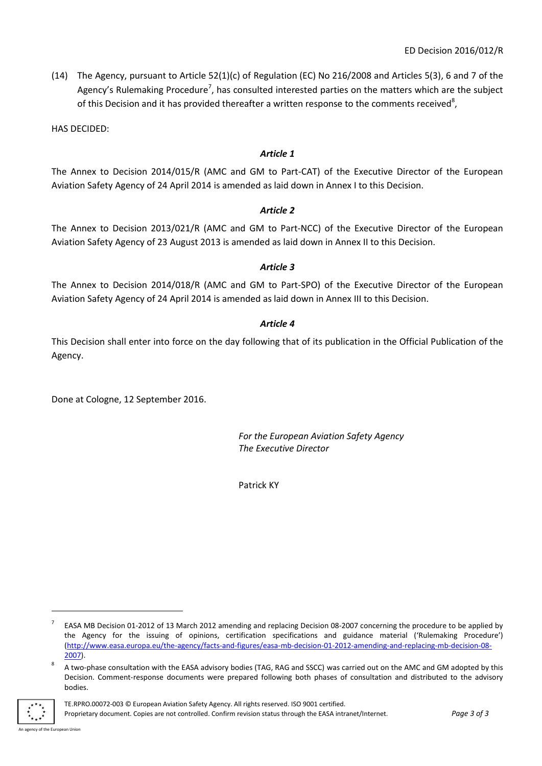(14) The Agency, pursuant to Article 52(1)(c) of Regulation (EC) No 216/2008 and Articles 5(3), 6 and 7 of the Agency's Rulemaking Procedure[7], has consulted interested parties on the matters which are the subject of this Decision and it has provided thereafter a written response to the comments received[8],

HAS DECIDED:

*Article 1*

The Annex to Decision 2014/015/R (AMC and GM to Part-CAT) of the Executive Director of the European Aviation Safety Agency of 24 April 2014 is amended as laid down in Annex I to this Decision.

*Article 2*

The Annex to Decision 2013/021/R (AMC and GM to Part-NCC) of the Executive Director of the European Aviation Safety Agency of 23 August 2013 is amended as laid down in Annex II to this Decision.

*Article 3*

The Annex to Decision 2014/018/R (AMC and GM to Part-SPO) of the Executive Director of the European Aviation Safety Agency of 24 April 2014 is amended as laid down in Annex III to this Decision.

*Article 4*

This Decision shall enter into force on the day following that of its publication in the Official Publication of the Agency.

Done at Cologne, 12 September 2016.

*For the European Aviation Safety Agency*
*The Executive Director*

Patrick KY

---

[7] EASA MB Decision 01-2012 of 13 March 2012 amending and replacing Decision 08-2007 concerning the procedure to be applied by the Agency for the issuing of opinions, certification specifications and guidance material ('Rulemaking Procedure') (http://www.easa.europa.eu/the-agency/facts-and-figures/easa-mb-decision-01-2012-amending-and-replacing-mb-decision-08-2007).

[8] A two-phase consultation with the EASA advisory bodies (TAG, RAG and SSCC) was carried out on the AMC and GM adopted by this Decision. Comment-response documents were prepared following both phases of consultation and distributed to the advisory bodies.